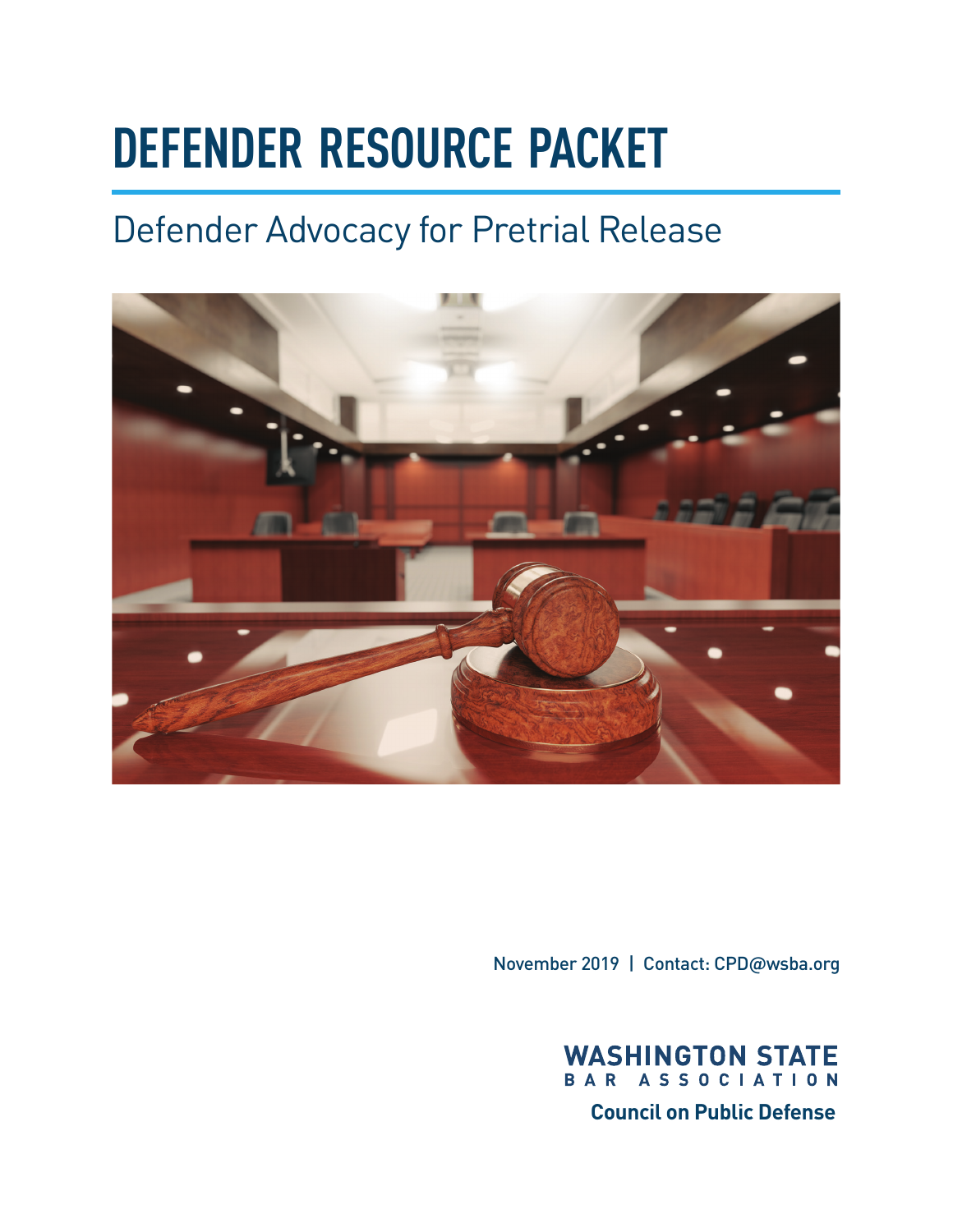# DEFENDER RESOURCE PACKET

## Defender Advocacy for Pretrial Release

November 2019 | Contact: CPD@wsba.org

**WASHINGTON STATE BAR ASSOCIATION**

**Council on Public Defense**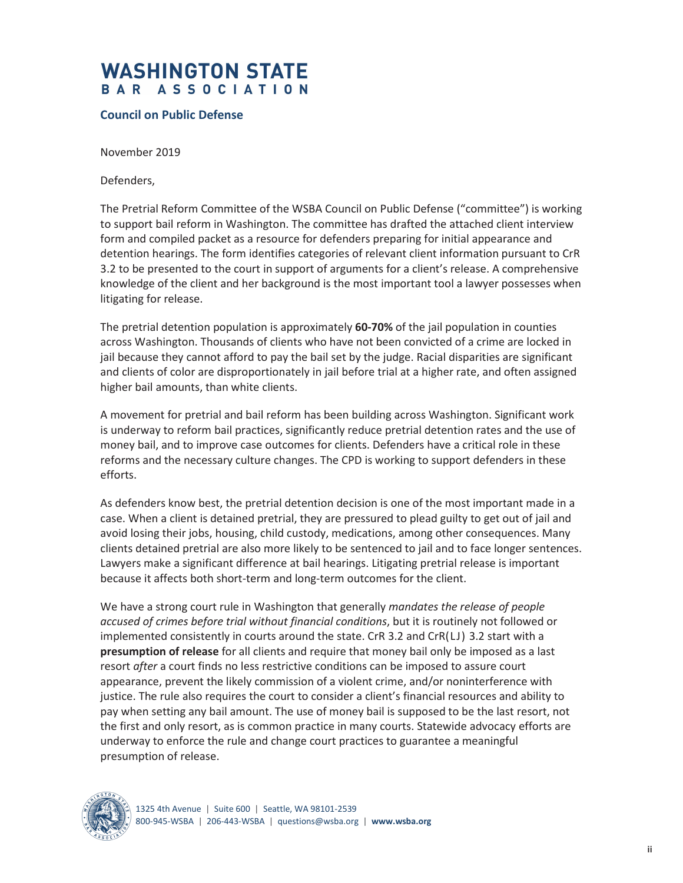# WASHINGTON STATE BAR ASSOCIATION

## Council on Public Defense

November 2019

Defenders,

The Pretrial Reform Committee of the WSBA Council on Public Defense ("committee") is working to support bail reform in Washington. The committee has drafted the attached client interview form and compiled packet as a resource for defenders preparing for initial appearance and detention hearings. The form identifies categories of relevant client information pursuant to CrR 3.2 to be presented to the court in support of arguments for a client's release. A comprehensive knowledge of the client and her background is the most important tool a lawyer possesses when litigating for release.

The pretrial detention population is approximately **60-70%** of the jail population in counties across Washington. Thousands of clients who have not been convicted of a crime are locked in jail because they cannot afford to pay the bail set by the judge. Racial disparities are significant and clients of color are disproportionately in jail before trial at a higher rate, and often assigned higher bail amounts, than white clients.

A movement for pretrial and bail reform has been building across Washington. Significant work is underway to reform bail practices, significantly reduce pretrial detention rates and the use of money bail, and to improve case outcomes for clients. Defenders have a critical role in these reforms and the necessary culture changes. The CPD is working to support defenders in these efforts.

As defenders know best, the pretrial detention decision is one of the most important made in a case. When a client is detained pretrial, they are pressured to plead guilty to get out of jail and avoid losing their jobs, housing, child custody, medications, among other consequences. Many clients detained pretrial are also more likely to be sentenced to jail and to face longer sentences. Lawyers make a significant difference at bail hearings. Litigating pretrial release is important because it affects both short-term and long-term outcomes for the client.

We have a strong court rule in Washington that generally *mandates the release of people accused of crimes before trial without financial conditions*, but it is routinely not followed or implemented consistently in courts around the state. CrR 3.2 and CrR(LJ) 3.2 start with a **presumption of release** for all clients and require that money bail only be imposed as a last resort *after* a court finds no less restrictive conditions can be imposed to assure court appearance, prevent the likely commission of a violent crime, and/or noninterference with justice. The rule also requires the court to consider a client's financial resources and ability to pay when setting any bail amount. The use of money bail is supposed to be the last resort, not the first and only resort, as is common practice in many courts. Statewide advocacy efforts are underway to enforce the rule and change court practices to guarantee a meaningful presumption of release.

1325 4th Avenue | Suite 600 | Seattle, WA 98101-2539
800-945-WSBA | 206-443-WSBA | questions@wsba.org | **www.wsba.org**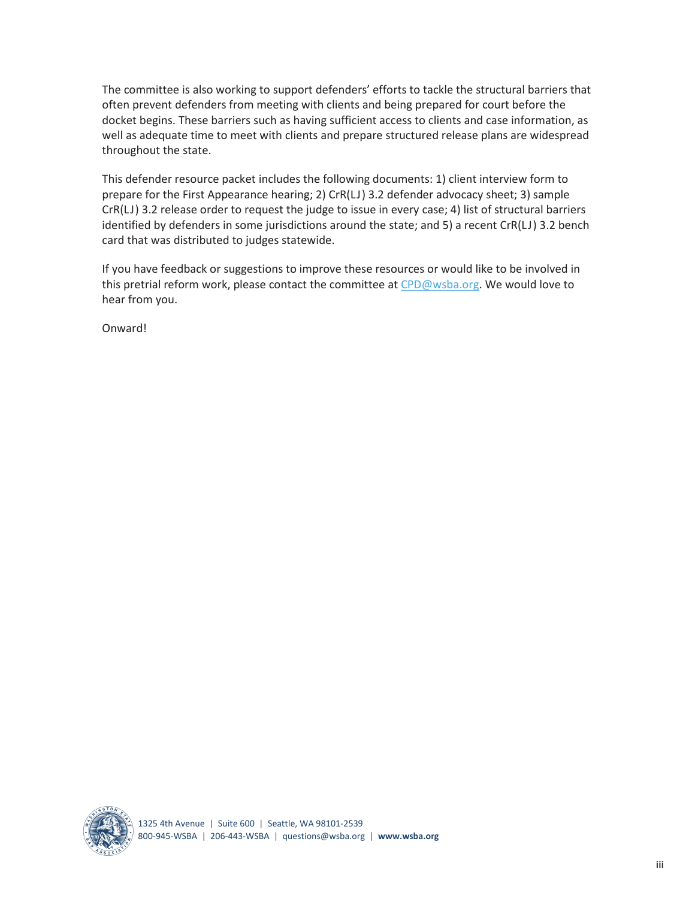The committee is also working to support defenders' efforts to tackle the structural barriers that often prevent defenders from meeting with clients and being prepared for court before the docket begins. These barriers such as having sufficient access to clients and case information, as well as adequate time to meet with clients and prepare structured release plans are widespread throughout the state.

This defender resource packet includes the following documents: 1) client interview form to prepare for the First Appearance hearing; 2) CrR(LJ) 3.2 defender advocacy sheet; 3) sample CrR(LJ) 3.2 release order to request the judge to issue in every case; 4) list of structural barriers identified by defenders in some jurisdictions around the state; and 5) a recent CrR(LJ) 3.2 bench card that was distributed to judges statewide.

If you have feedback or suggestions to improve these resources or would like to be involved in this pretrial reform work, please contact the committee at CPD@wsba.org. We would love to hear from you.

Onward!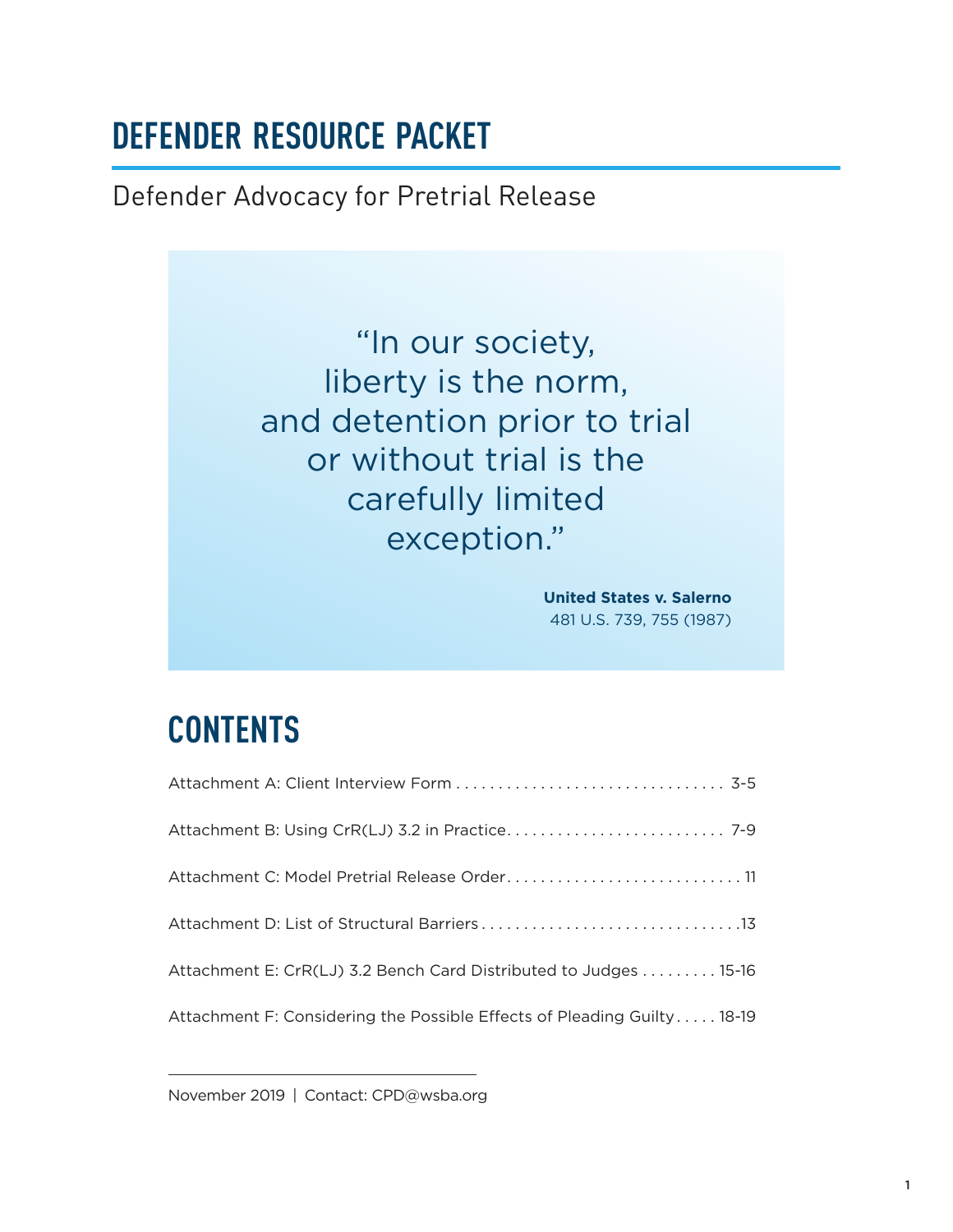# DEFENDER RESOURCE PACKET

## Defender Advocacy for Pretrial Release

> "In our society, liberty is the norm, and detention prior to trial or without trial is the carefully limited exception."
>
> **United States v. Salerno**
> 481 U.S. 739, 755 (1987)

## CONTENTS

Attachment A: Client Interview Form . . . . . . . . . . . . . . . . . . . . . . . . . . . . . . . . 3-5

Attachment B: Using CrR(LJ) 3.2 in Practice. . . . . . . . . . . . . . . . . . . . . . . . . . 7-9

Attachment C: Model Pretrial Release Order. . . . . . . . . . . . . . . . . . . . . . . . . . . . 11

Attachment D: List of Structural Barriers . . . . . . . . . . . . . . . . . . . . . . . . . . . . . . .13

Attachment E: CrR(LJ) 3.2 Bench Card Distributed to Judges . . . . . . . . . 15-16

Attachment F: Considering the Possible Effects of Pleading Guilty . . . . . 18-19

November 2019 | Contact: CPD@wsba.org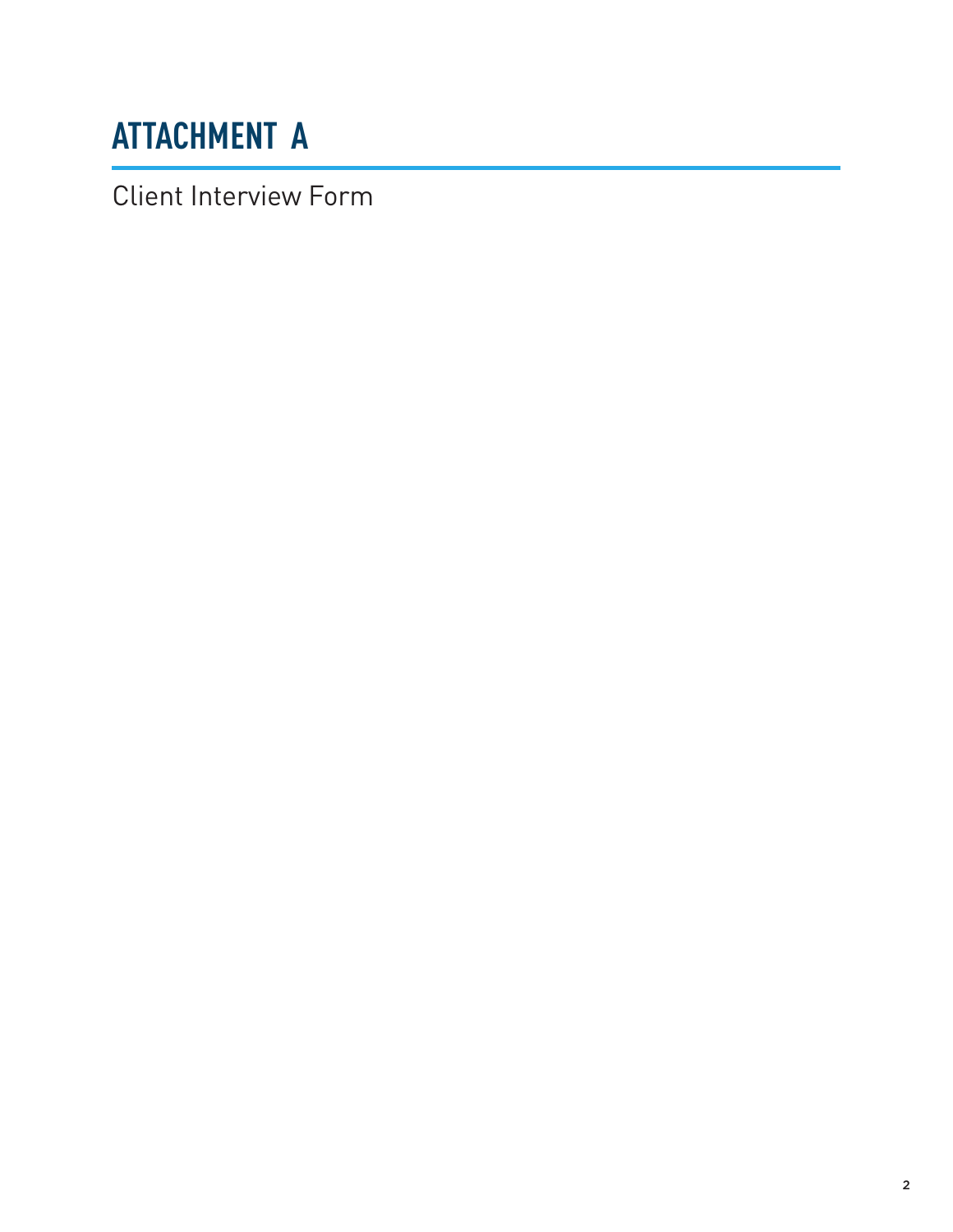# ATTACHMENT A

Client Interview Form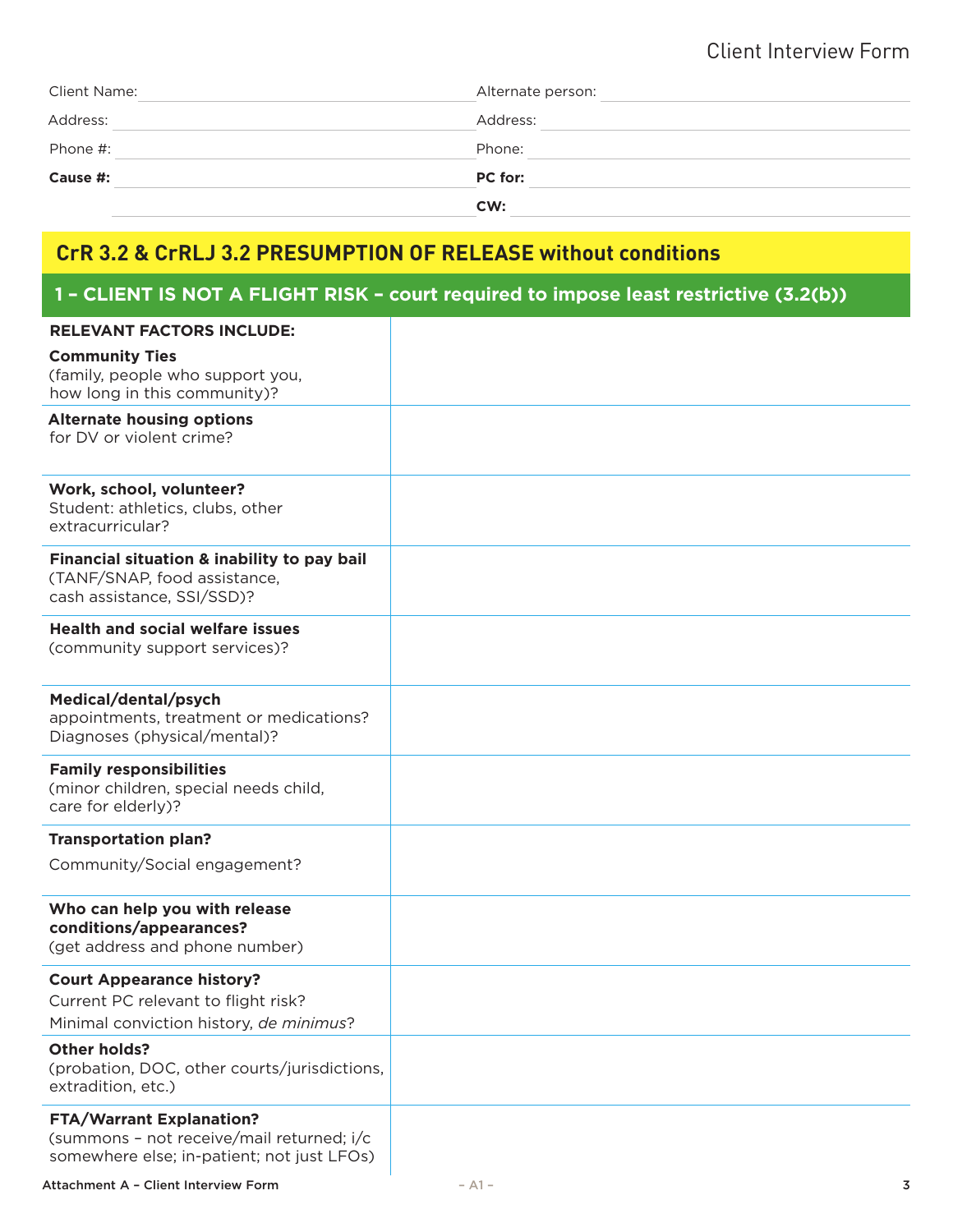# Client Interview Form

| | |
|---|---|
| Client Name: | Alternate person: |
| Address: | Address: |
| Phone #: | Phone: |
| **Cause #:** | **PC for:** |
| | **CW:** |

## CrR 3.2 & CrRLJ 3.2 PRESUMPTION OF RELEASE without conditions

### 1 – CLIENT IS NOT A FLIGHT RISK – court required to impose least restrictive (3.2(b))

| **RELEVANT FACTORS INCLUDE:** | |
|---|---|
| **Community Ties** (family, people who support you, how long in this community)? | |
| **Alternate housing options** for DV or violent crime? | |
| **Work, school, volunteer?** Student: athletics, clubs, other extracurricular? | |
| **Financial situation & inability to pay bail** (TANF/SNAP, food assistance, cash assistance, SSI/SSD)? | |
| **Health and social welfare issues** (community support services)? | |
| **Medical/dental/psych** appointments, treatment or medications? Diagnoses (physical/mental)? | |
| **Family responsibilities** (minor children, special needs child, care for elderly)? | |
| **Transportation plan?** Community/Social engagement? | |
| **Who can help you with release conditions/appearances?** (get address and phone number) | |
| **Court Appearance history?** Current PC relevant to flight risk? Minimal conviction history, *de minimus*? | |
| **Other holds?** (probation, DOC, other courts/jurisdictions, extradition, etc.) | |
| **FTA/Warrant Explanation?** (summons – not receive/mail returned; i/c somewhere else; in-patient; not just LFOs) | |

Attachment A – Client Interview Form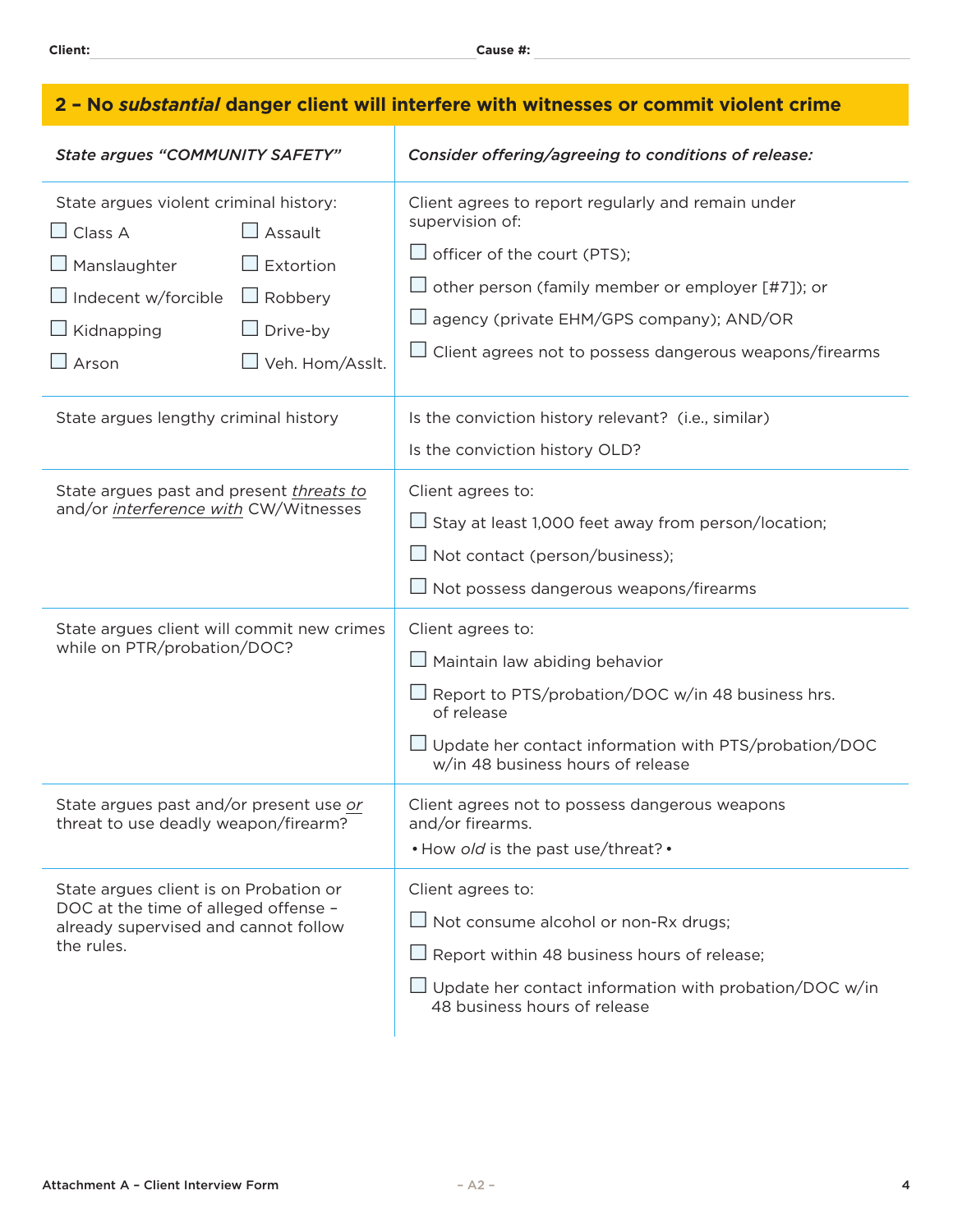Client: _______________ Cause #: _______________

## 2 – No *substantial* danger client will interfere with witnesses or commit violent crime

| *State argues "COMMUNITY SAFETY"* | *Consider offering/agreeing to conditions of release:* |
|---|---|
| State argues violent criminal history:<br>☐ Class A ☐ Assault<br>☐ Manslaughter ☐ Extortion<br>☐ Indecent w/forcible ☐ Robbery<br>☐ Kidnapping ☐ Drive-by<br>☐ Arson ☐ Veh. Hom/Asslt. | Client agrees to report regularly and remain under supervision of:<br>☐ officer of the court (PTS);<br>☐ other person (family member or employer [#7]); or<br>☐ agency (private EHM/GPS company); AND/OR<br>☐ Client agrees not to possess dangerous weapons/firearms |
| State argues lengthy criminal history | Is the conviction history relevant? (i.e., similar)<br>Is the conviction history OLD? |
| State argues past and present *threats to* and/or *interference with* CW/Witnesses | Client agrees to:<br>☐ Stay at least 1,000 feet away from person/location;<br>☐ Not contact (person/business);<br>☐ Not possess dangerous weapons/firearms |
| State argues client will commit new crimes while on PTR/probation/DOC? | Client agrees to:<br>☐ Maintain law abiding behavior<br>☐ Report to PTS/probation/DOC w/in 48 business hrs. of release<br>☐ Update her contact information with PTS/probation/DOC w/in 48 business hours of release |
| State argues past and/or present use *or* threat to use deadly weapon/firearm? | Client agrees not to possess dangerous weapons and/or firearms.<br>• How *old* is the past use/threat? • |
| State argues client is on Probation or DOC at the time of alleged offense – already supervised and cannot follow the rules. | Client agrees to:<br>☐ Not consume alcohol or non-Rx drugs;<br>☐ Report within 48 business hours of release;<br>☐ Update her contact information with probation/DOC w/in 48 business hours of release |

Attachment A – Client Interview Form

– A2 –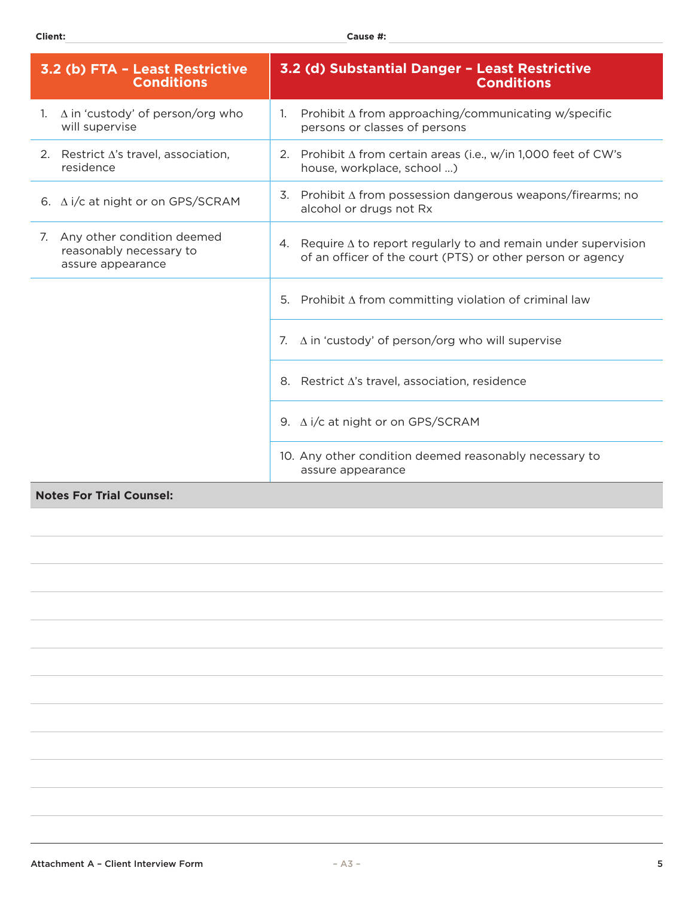Client: _______________________________ Cause #: _______________________________

| 3.2 (b) FTA – Least Restrictive Conditions | 3.2 (d) Substantial Danger – Least Restrictive Conditions |
|---|---|
| 1. ∆ in 'custody' of person/org who will supervise | 1. Prohibit ∆ from approaching/communicating w/specific persons or classes of persons |
| 2. Restrict ∆'s travel, association, residence | 2. Prohibit ∆ from certain areas (i.e., w/in 1,000 feet of CW's house, workplace, school …) |
| 6. ∆ i/c at night or on GPS/SCRAM | 3. Prohibit ∆ from possession dangerous weapons/firearms; no alcohol or drugs not Rx |
| 7. Any other condition deemed reasonably necessary to assure appearance | 4. Require ∆ to report regularly to and remain under supervision of an officer of the court (PTS) or other person or agency |
| | 5. Prohibit ∆ from committing violation of criminal law |
| | 7. ∆ in 'custody' of person/org who will supervise |
| | 8. Restrict ∆'s travel, association, residence |
| | 9. ∆ i/c at night or on GPS/SCRAM |
| | 10. Any other condition deemed reasonably necessary to assure appearance |

**Notes For Trial Counsel:**

Attachment A – Client Interview Form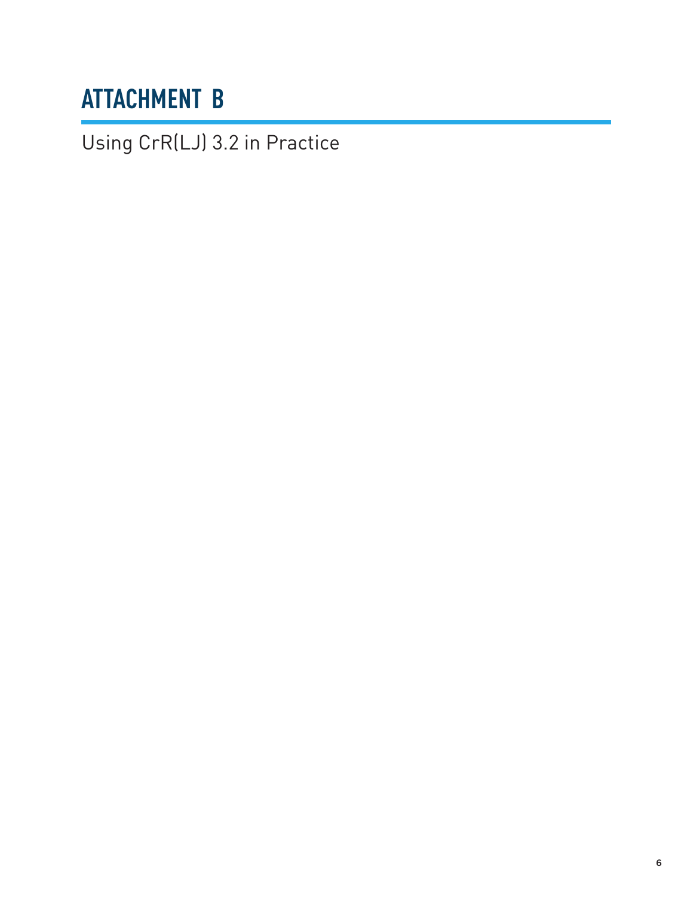# ATTACHMENT B

Using CrR(LJ) 3.2 in Practice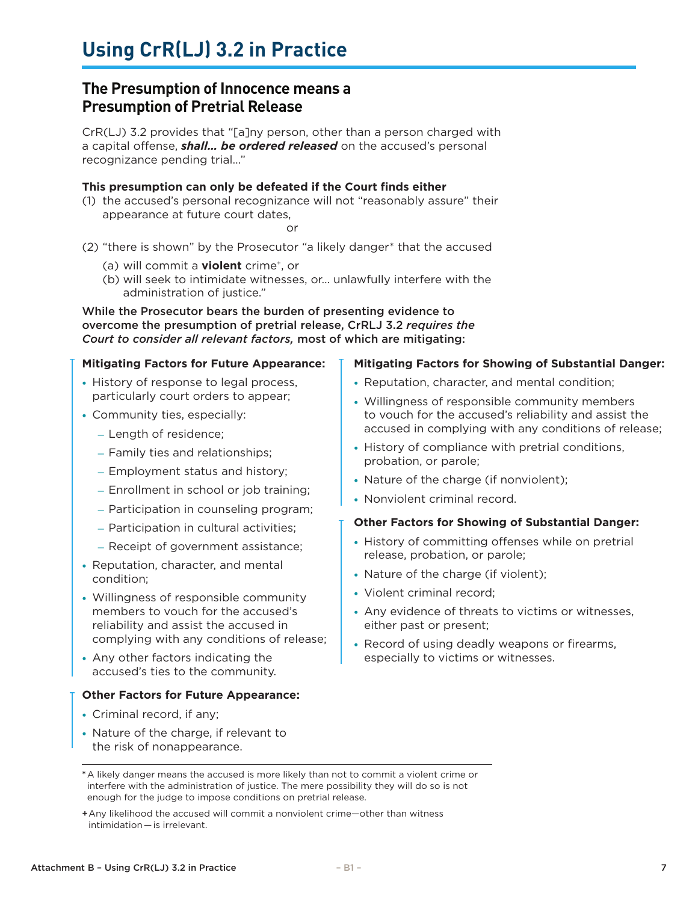# Using CrR(LJ) 3.2 in Practice

## The Presumption of Innocence means a Presumption of Pretrial Release

CrR(LJ) 3.2 provides that "[a]ny person, other than a person charged with a capital offense, ***shall... be ordered released*** on the accused's personal recognizance pending trial..."

**This presumption can only be defeated if the Court finds either**

(1) the accused's personal recognizance will not "reasonably assure" their appearance at future court dates,

or

(2) "there is shown" by the Prosecutor "a likely danger* that the accused

  (a) will commit a **violent** crime+, or
  (b) will seek to intimidate witnesses, or... unlawfully interfere with the administration of justice."

**While the Prosecutor bears the burden of presenting evidence to overcome the presumption of pretrial release, CrRLJ 3.2 *requires the Court to consider all relevant factors,* most of which are mitigating:**

**Mitigating Factors for Future Appearance:**

- History of response to legal process, particularly court orders to appear;
- Community ties, especially:
  - Length of residence;
  - Family ties and relationships;
  - Employment status and history;
  - Enrollment in school or job training;
  - Participation in counseling program;
  - Participation in cultural activities;
  - Receipt of government assistance;
- Reputation, character, and mental condition;
- Willingness of responsible community members to vouch for the accused's reliability and assist the accused in complying with any conditions of release;
- Any other factors indicating the accused's ties to the community.

**Other Factors for Future Appearance:**

- Criminal record, if any;
- Nature of the charge, if relevant to the risk of nonappearance.

**Mitigating Factors for Showing of Substantial Danger:**

- Reputation, character, and mental condition;
- Willingness of responsible community members to vouch for the accused's reliability and assist the accused in complying with any conditions of release;
- History of compliance with pretrial conditions, probation, or parole;
- Nature of the charge (if nonviolent);
- Nonviolent criminal record.

**Other Factors for Showing of Substantial Danger:**

- History of committing offenses while on pretrial release, probation, or parole;
- Nature of the charge (if violent);
- Violent criminal record;
- Any evidence of threats to victims or witnesses, either past or present;
- Record of using deadly weapons or firearms, especially to victims or witnesses.

---

* A likely danger means the accused is more likely than not to commit a violent crime or interfere with the administration of justice. The mere possibility they will do so is not enough for the judge to impose conditions on pretrial release.

+ Any likelihood the accused will commit a nonviolent crime—other than witness intimidation—is irrelevant.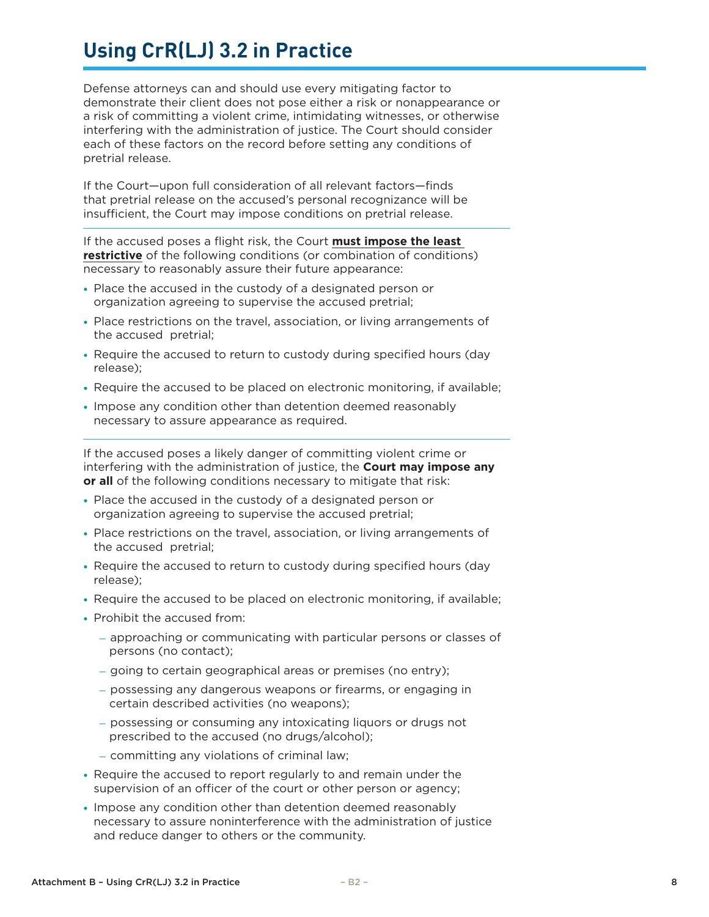# Using CrR(LJ) 3.2 in Practice

Defense attorneys can and should use every mitigating factor to demonstrate their client does not pose either a risk or nonappearance or a risk of committing a violent crime, intimidating witnesses, or otherwise interfering with the administration of justice. The Court should consider each of these factors on the record before setting any conditions of pretrial release.

If the Court—upon full consideration of all relevant factors—finds that pretrial release on the accused's personal recognizance will be insufficient, the Court may impose conditions on pretrial release.

---

If the accused poses a flight risk, the Court **must impose the least restrictive** of the following conditions (or combination of conditions) necessary to reasonably assure their future appearance:

- Place the accused in the custody of a designated person or organization agreeing to supervise the accused pretrial;
- Place restrictions on the travel, association, or living arrangements of the accused pretrial;
- Require the accused to return to custody during specified hours (day release);
- Require the accused to be placed on electronic monitoring, if available;
- Impose any condition other than detention deemed reasonably necessary to assure appearance as required.

---

If the accused poses a likely danger of committing violent crime or interfering with the administration of justice, the **Court may impose any or all** of the following conditions necessary to mitigate that risk:

- Place the accused in the custody of a designated person or organization agreeing to supervise the accused pretrial;
- Place restrictions on the travel, association, or living arrangements of the accused pretrial;
- Require the accused to return to custody during specified hours (day release);
- Require the accused to be placed on electronic monitoring, if available;
- Prohibit the accused from:
  - approaching or communicating with particular persons or classes of persons (no contact);
  - going to certain geographical areas or premises (no entry);
  - possessing any dangerous weapons or firearms, or engaging in certain described activities (no weapons);
  - possessing or consuming any intoxicating liquors or drugs not prescribed to the accused (no drugs/alcohol);
  - committing any violations of criminal law;
- Require the accused to report regularly to and remain under the supervision of an officer of the court or other person or agency;
- Impose any condition other than detention deemed reasonably necessary to assure noninterference with the administration of justice and reduce danger to others or the community.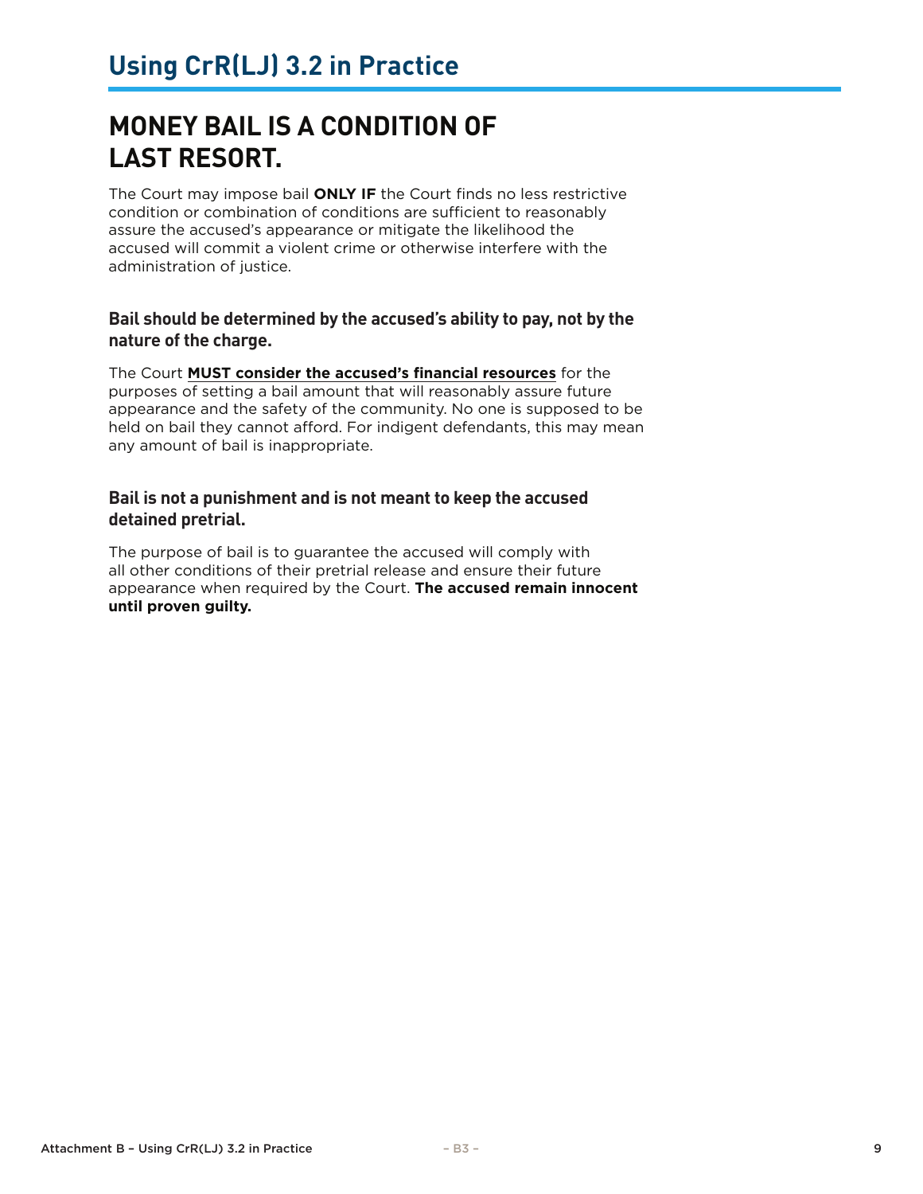# Using CrR(LJ) 3.2 in Practice

## MONEY BAIL IS A CONDITION OF LAST RESORT.

The Court may impose bail **ONLY IF** the Court finds no less restrictive condition or combination of conditions are sufficient to reasonably assure the accused's appearance or mitigate the likelihood the accused will commit a violent crime or otherwise interfere with the administration of justice.

### Bail should be determined by the accused's ability to pay, not by the nature of the charge.

The Court **MUST consider the accused's financial resources** for the purposes of setting a bail amount that will reasonably assure future appearance and the safety of the community. No one is supposed to be held on bail they cannot afford. For indigent defendants, this may mean any amount of bail is inappropriate.

### Bail is not a punishment and is not meant to keep the accused detained pretrial.

The purpose of bail is to guarantee the accused will comply with all other conditions of their pretrial release and ensure their future appearance when required by the Court. **The accused remain innocent until proven guilty.**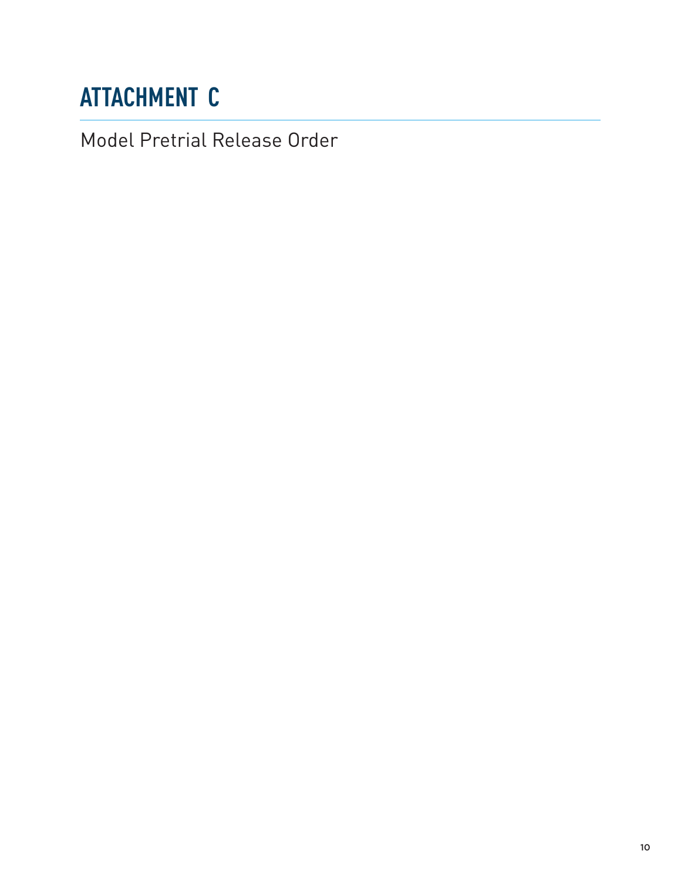# ATTACHMENT C

Model Pretrial Release Order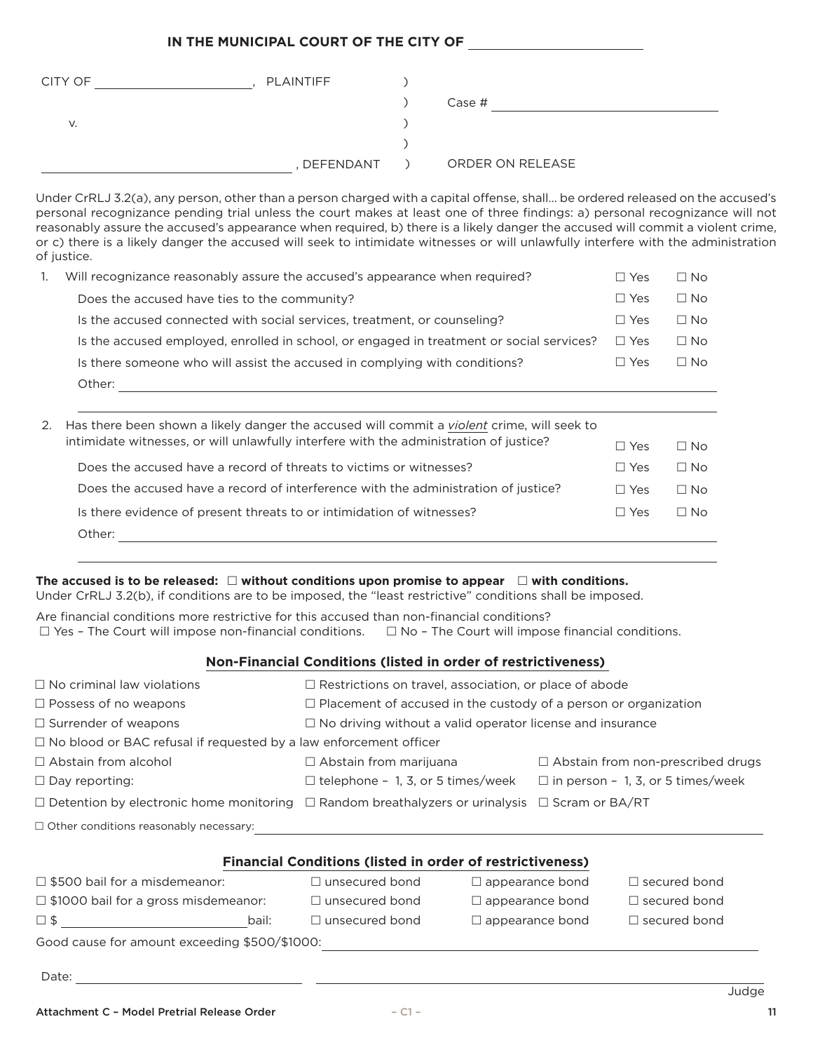**IN THE MUNICIPAL COURT OF THE CITY OF ______________________**

CITY OF ______________________, PLAINTIFF )
) Case # ______________________________
v. )
)
______________________________, DEFENDANT ) ORDER ON RELEASE

Under CrRLJ 3.2(a), any person, other than a person charged with a capital offense, shall... be ordered released on the accused's personal recognizance pending trial unless the court makes at least one of three findings: a) personal recognizance will not reasonably assure the accused's appearance when required, b) there is a likely danger the accused will commit a violent crime, or c) there is a likely danger the accused will seek to intimidate witnesses or will unlawfully interfere with the administration of justice.

1. Will recognizance reasonably assure the accused's appearance when required? ☐ Yes ☐ No
   - Does the accused have ties to the community? ☐ Yes ☐ No
   - Is the accused connected with social services, treatment, or counseling? ☐ Yes ☐ No
   - Is the accused employed, enrolled in school, or engaged in treatment or social services? ☐ Yes ☐ No
   - Is there someone who will assist the accused in complying with conditions? ☐ Yes ☐ No
   - Other: ______________________________________________________________

   ______________________________________________________________

2. Has there been shown a likely danger the accused will commit a *violent* crime, will seek to intimidate witnesses, or will unlawfully interfere with the administration of justice? ☐ Yes ☐ No
   - Does the accused have a record of threats to victims or witnesses? ☐ Yes ☐ No
   - Does the accused have a record of interference with the administration of justice? ☐ Yes ☐ No
   - Is there evidence of present threats to or intimidation of witnesses? ☐ Yes ☐ No
   - Other: ______________________________________________________________

   ______________________________________________________________

**The accused is to be released: ☐ without conditions upon promise to appear ☐ with conditions.**
Under CrRLJ 3.2(b), if conditions are to be imposed, the "least restrictive" conditions shall be imposed.

Are financial conditions more restrictive for this accused than non-financial conditions?
☐ Yes – The Court will impose non-financial conditions. ☐ No – The Court will impose financial conditions.

**Non-Financial Conditions (listed in order of restrictiveness)**

☐ No criminal law violations ☐ Restrictions on travel, association, or place of abode
☐ Possess of no weapons ☐ Placement of accused in the custody of a person or organization
☐ Surrender of weapons ☐ No driving without a valid operator license and insurance
☐ No blood or BAC refusal if requested by a law enforcement officer
☐ Abstain from alcohol ☐ Abstain from marijuana ☐ Abstain from non-prescribed drugs
☐ Day reporting: ☐ telephone – 1, 3, or 5 times/week ☐ in person – 1, 3, or 5 times/week
☐ Detention by electronic home monitoring ☐ Random breathalyzers or urinalysis ☐ Scram or BA/RT
☐ Other conditions reasonably necessary: ______________________________________________

**Financial Conditions (listed in order of restrictiveness)**

| | | | |
|---|---|---|---|
| ☐ $500 bail for a misdemeanor: | ☐ unsecured bond | ☐ appearance bond | ☐ secured bond |
| ☐ $1000 bail for a gross misdemeanor: | ☐ unsecured bond | ☐ appearance bond | ☐ secured bond |
| ☐ $ ______________ bail: | ☐ unsecured bond | ☐ appearance bond | ☐ secured bond |

Good cause for amount exceeding $500/$1000: ______________________________________________

Date: ______________________ ______________________________________________
Judge

Attachment C – Model Pretrial Release Order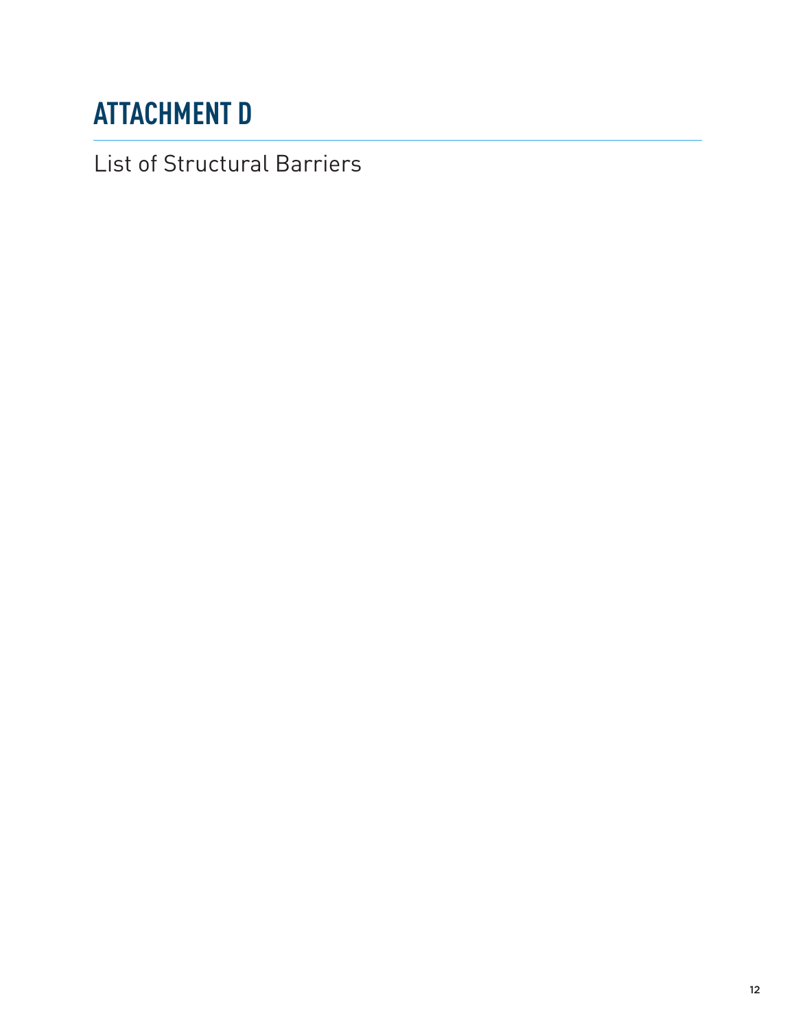# ATTACHMENT D

List of Structural Barriers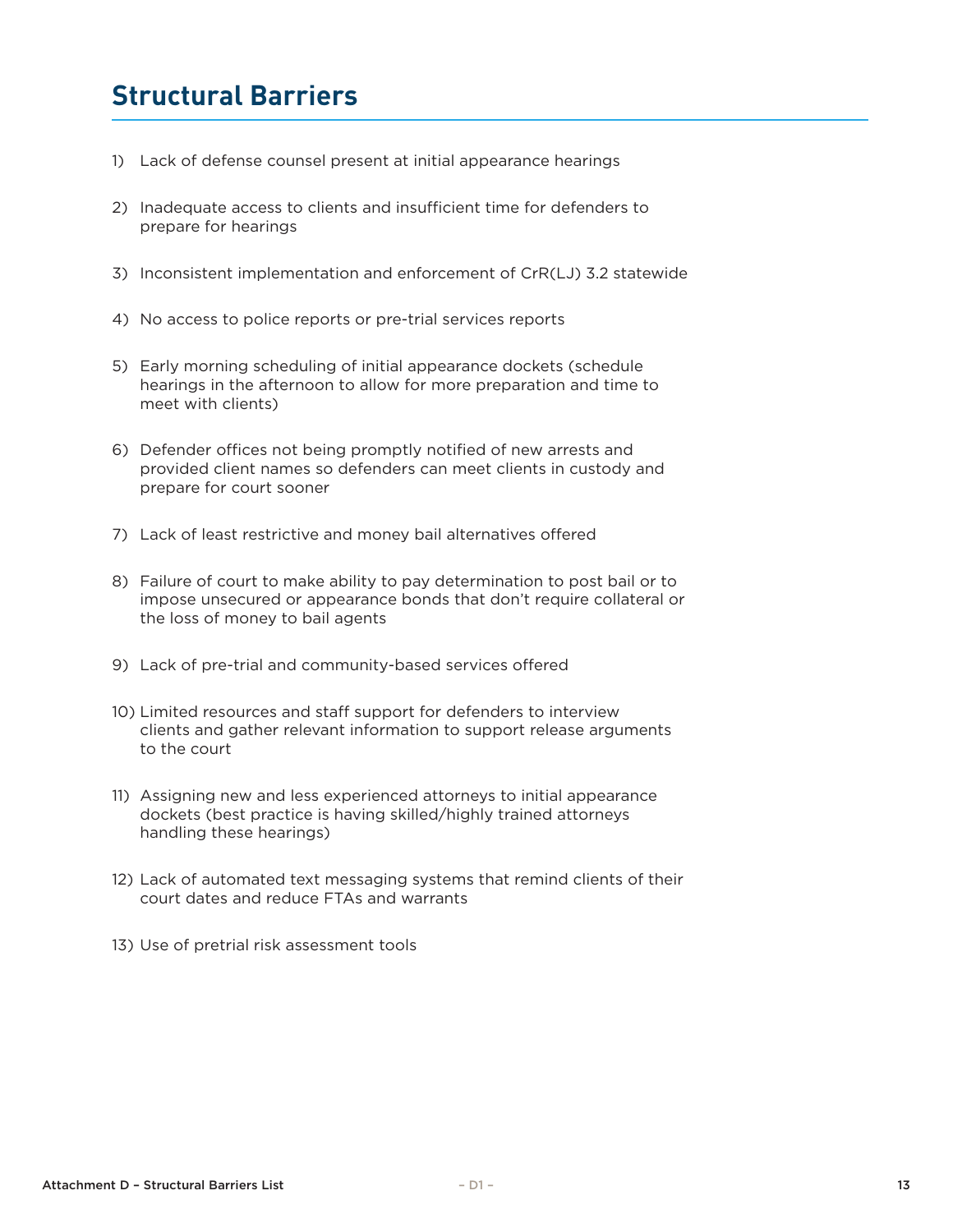## Structural Barriers

1) Lack of defense counsel present at initial appearance hearings

2) Inadequate access to clients and insufficient time for defenders to prepare for hearings

3) Inconsistent implementation and enforcement of CrR(LJ) 3.2 statewide

4) No access to police reports or pre-trial services reports

5) Early morning scheduling of initial appearance dockets (schedule hearings in the afternoon to allow for more preparation and time to meet with clients)

6) Defender offices not being promptly notified of new arrests and provided client names so defenders can meet clients in custody and prepare for court sooner

7) Lack of least restrictive and money bail alternatives offered

8) Failure of court to make ability to pay determination to post bail or to impose unsecured or appearance bonds that don't require collateral or the loss of money to bail agents

9) Lack of pre-trial and community-based services offered

10) Limited resources and staff support for defenders to interview clients and gather relevant information to support release arguments to the court

11) Assigning new and less experienced attorneys to initial appearance dockets (best practice is having skilled/highly trained attorneys handling these hearings)

12) Lack of automated text messaging systems that remind clients of their court dates and reduce FTAs and warrants

13) Use of pretrial risk assessment tools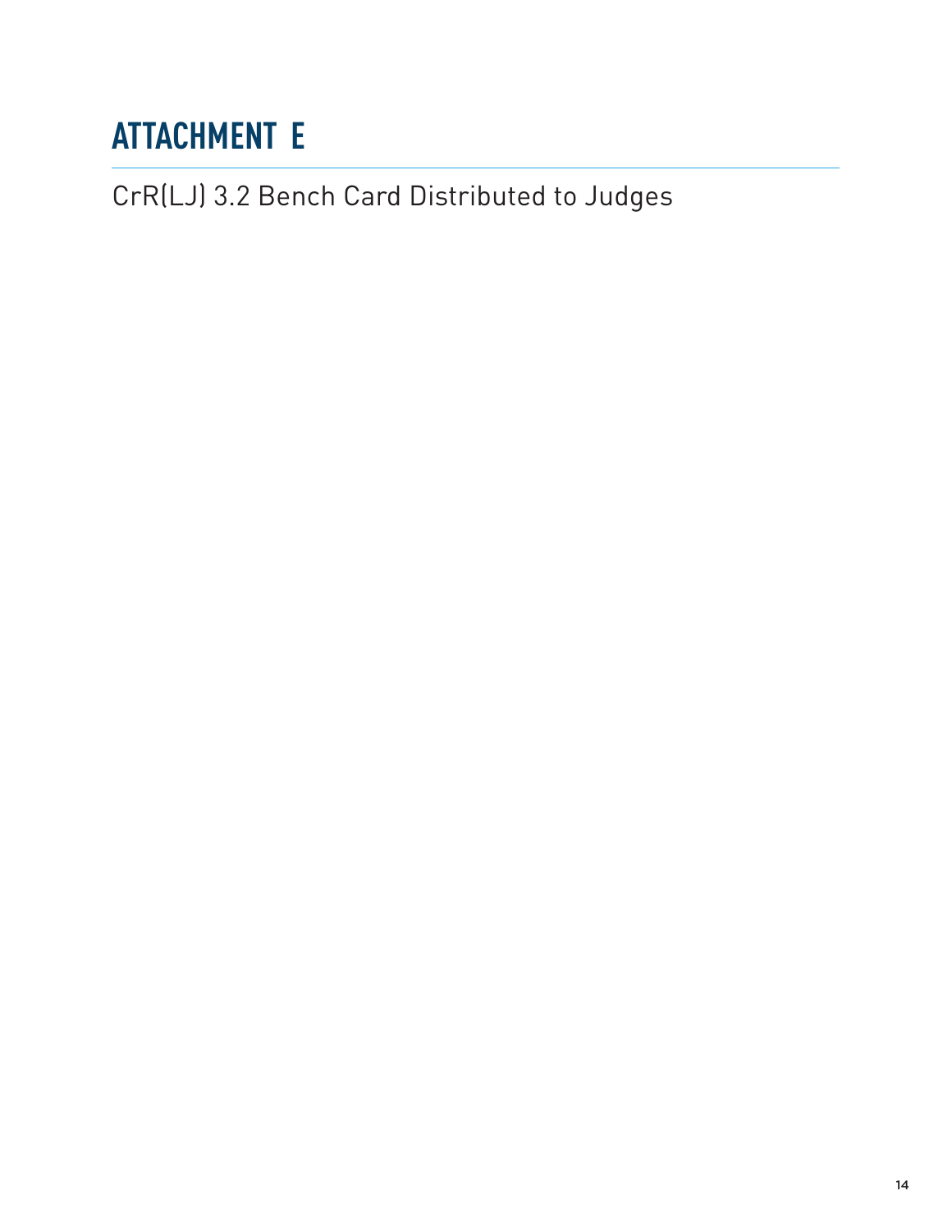# ATTACHMENT E

CrR(LJ) 3.2 Bench Card Distributed to Judges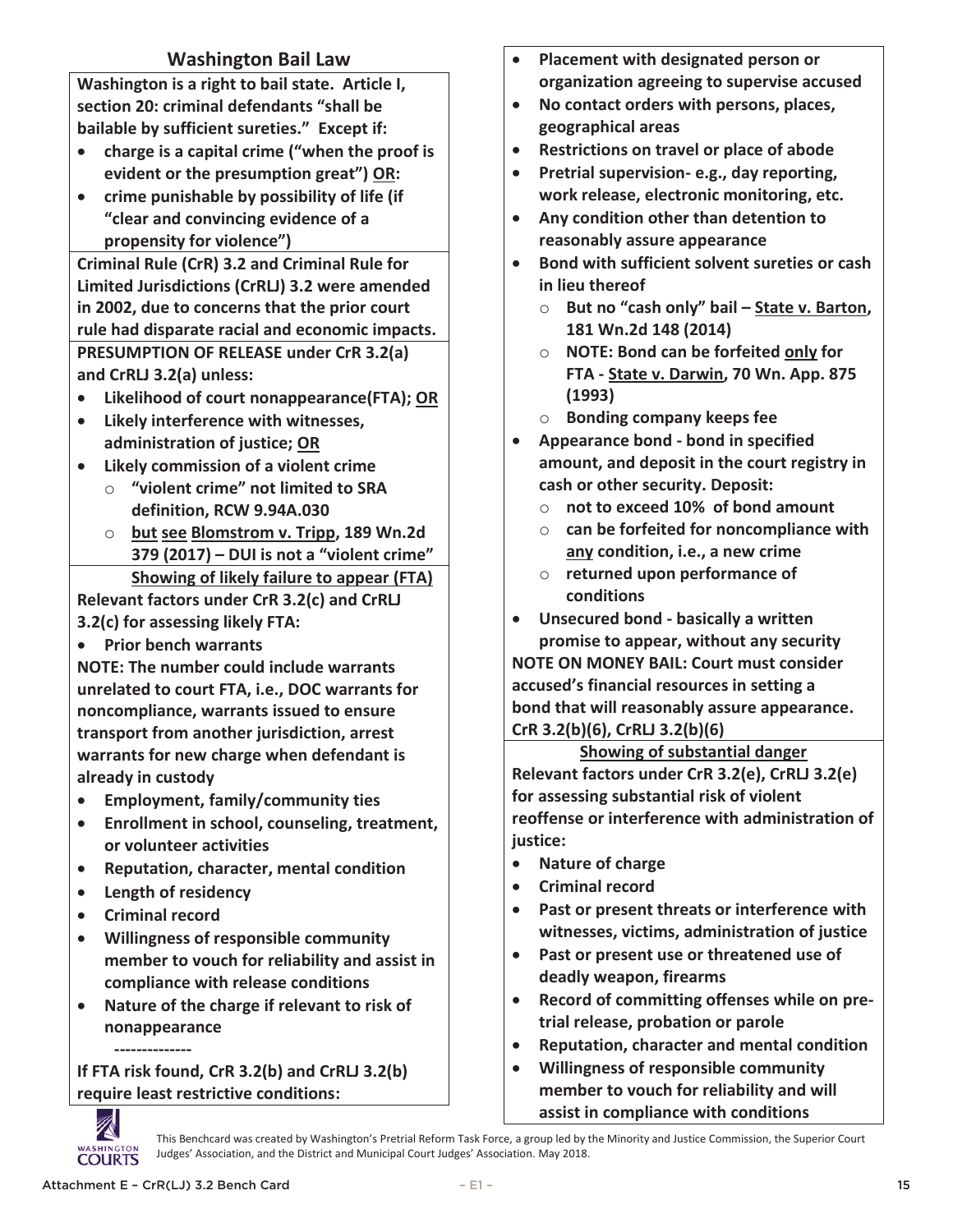## Washington Bail Law

**Washington is a right to bail state. Article I, section 20: criminal defendants "shall be bailable by sufficient sureties." Except if:**

- **charge is a capital crime ("when the proof is evident or the presumption great") <u>OR</u>:**
- **crime punishable by possibility of life (if "clear and convincing evidence of a propensity for violence")**

**Criminal Rule (CrR) 3.2 and Criminal Rule for Limited Jurisdictions (CrRLJ) 3.2 were amended in 2002, due to concerns that the prior court rule had disparate racial and economic impacts.**

**PRESUMPTION OF RELEASE under CrR 3.2(a) and CrRLJ 3.2(a) unless:**

- **Likelihood of court nonappearance(FTA); <u>OR</u>**
- **Likely interference with witnesses, administration of justice; <u>OR</u>**
- **Likely commission of a violent crime**
  - **"violent crime" not limited to SRA definition, RCW 9.94A.030**
  - **<u>but see</u> <u>Blomstrom v. Tripp</u>, 189 Wn.2d 379 (2017) – DUI is not a "violent crime"**

**<u>Showing of likely failure to appear (FTA)</u>**

**Relevant factors under CrR 3.2(c) and CrRLJ 3.2(c) for assessing likely FTA:**

- **Prior bench warrants**

**NOTE: The number could include warrants unrelated to court FTA, i.e., DOC warrants for noncompliance, warrants issued to ensure transport from another jurisdiction, arrest warrants for new charge when defendant is already in custody**

- **Employment, family/community ties**
- **Enrollment in school, counseling, treatment, or volunteer activities**
- **Reputation, character, mental condition**
- **Length of residency**
- **Criminal record**
- **Willingness of responsible community member to vouch for reliability and assist in compliance with release conditions**
- **Nature of the charge if relevant to risk of nonappearance**

**--------------**

**If FTA risk found, CrR 3.2(b) and CrRLJ 3.2(b) require least restrictive conditions:**

- **Placement with designated person or organization agreeing to supervise accused**
- **No contact orders with persons, places, geographical areas**
- **Restrictions on travel or place of abode**
- **Pretrial supervision- e.g., day reporting, work release, electronic monitoring, etc.**
- **Any condition other than detention to reasonably assure appearance**
- **Bond with sufficient solvent sureties or cash in lieu thereof**
  - **But no "cash only" bail – <u>State v. Barton</u>, 181 Wn.2d 148 (2014)**
  - **NOTE: Bond can be forfeited <u>only</u> for FTA - <u>State v. Darwin</u>, 70 Wn. App. 875 (1993)**
  - **Bonding company keeps fee**
- **Appearance bond - bond in specified amount, and deposit in the court registry in cash or other security. Deposit:**
  - **not to exceed 10% of bond amount**
  - **can be forfeited for noncompliance with <u>any</u> condition, i.e., a new crime**
  - **returned upon performance of conditions**
- **Unsecured bond - basically a written promise to appear, without any security**

**NOTE ON MONEY BAIL: Court must consider accused's financial resources in setting a bond that will reasonably assure appearance. CrR 3.2(b)(6), CrRLJ 3.2(b)(6)**

**<u>Showing of substantial danger</u>**

**Relevant factors under CrR 3.2(e), CrRLJ 3.2(e) for assessing substantial risk of violent reoffense or interference with administration of justice:**

- **Nature of charge**
- **Criminal record**
- **Past or present threats or interference with witnesses, victims, administration of justice**
- **Past or present use or threatened use of deadly weapon, firearms**
- **Record of committing offenses while on pre-trial release, probation or parole**
- **Reputation, character and mental condition**
- **Willingness of responsible community member to vouch for reliability and will assist in compliance with conditions**

This Benchcard was created by Washington's Pretrial Reform Task Force, a group led by the Minority and Justice Commission, the Superior Court Judges' Association, and the District and Municipal Court Judges' Association. May 2018.

Attachment E – CrR(LJ) 3.2 Bench Card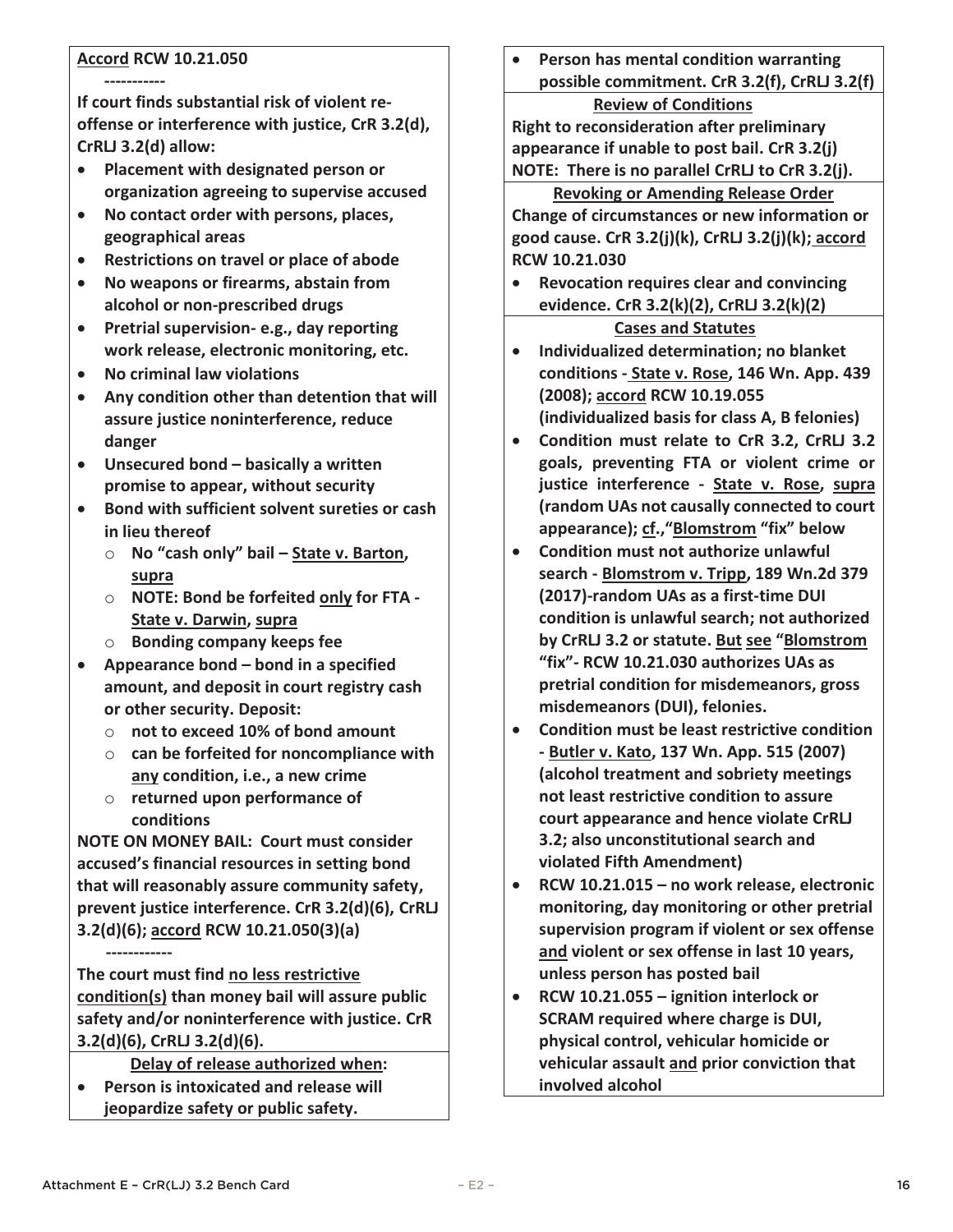**<u>Accord</u> RCW 10.21.050**

**-----------**

**If court finds substantial risk of violent re-offense or interference with justice, CrR 3.2(d), CrRLJ 3.2(d) allow:**

- **Placement with designated person or organization agreeing to supervise accused**
- **No contact order with persons, places, geographical areas**
- **Restrictions on travel or place of abode**
- **No weapons or firearms, abstain from alcohol or non-prescribed drugs**
- **Pretrial supervision- e.g., day reporting work release, electronic monitoring, etc.**
- **No criminal law violations**
- **Any condition other than detention that will assure justice noninterference, reduce danger**
- **Unsecured bond – basically a written promise to appear, without security**
- **Bond with sufficient solvent sureties or cash in lieu thereof**
  - **No "cash only" bail – <u>State v. Barton</u>, <u>supra</u>**
  - **NOTE: Bond be forfeited <u>only</u> for FTA - <u>State v. Darwin</u>, <u>supra</u>**
  - **Bonding company keeps fee**
- **Appearance bond – bond in a specified amount, and deposit in court registry cash or other security. Deposit:**
  - **not to exceed 10% of bond amount**
  - **can be forfeited for noncompliance with <u>any</u> condition, i.e., a new crime**
  - **returned upon performance of conditions**

**NOTE ON MONEY BAIL: Court must consider accused's financial resources in setting bond that will reasonably assure community safety, prevent justice interference. CrR 3.2(d)(6), CrRLJ 3.2(d)(6); <u>accord</u> RCW 10.21.050(3)(a)**

**------------**

**The court must find <u>no less restrictive condition(s)</u> than money bail will assure public safety and/or noninterference with justice. CrR 3.2(d)(6), CrRLJ 3.2(d)(6).**

**<u>Delay of release authorized when</u>:**

- **Person is intoxicated and release will jeopardize safety or public safety.**
- **Person has mental condition warranting possible commitment. CrR 3.2(f), CrRLJ 3.2(f)**

**<u>Review of Conditions</u>**

**Right to reconsideration after preliminary appearance if unable to post bail. CrR 3.2(j)**
**NOTE: There is no parallel CrRLJ to CrR 3.2(j).**

**<u>Revoking or Amending Release Order</u>**

**Change of circumstances or new information or good cause. CrR 3.2(j)(k), CrRLJ 3.2(j)(k); <u>accord</u> RCW 10.21.030**

- **Revocation requires clear and convincing evidence. CrR 3.2(k)(2), CrRLJ 3.2(k)(2)**

**<u>Cases and Statutes</u>**

- **Individualized determination; no blanket conditions - <u>State v. Rose</u>, 146 Wn. App. 439 (2008); <u>accord</u> RCW 10.19.055 (individualized basis for class A, B felonies)**
- **Condition must relate to CrR 3.2, CrRLJ 3.2 goals, preventing FTA or violent crime or justice interference - <u>State v. Rose</u>, <u>supra</u> (random UAs not causally connected to court appearance); <u>cf</u>.,"<u>Blomstrom</u> "fix" below**
- **Condition must not authorize unlawful search - <u>Blomstrom v. Tripp</u>, 189 Wn.2d 379 (2017)-random UAs as a first-time DUI condition is unlawful search; not authorized by CrRLJ 3.2 or statute. <u>But</u> <u>see</u> "<u>Blomstrom</u> "fix"- RCW 10.21.030 authorizes UAs as pretrial condition for misdemeanors, gross misdemeanors (DUI), felonies.**
- **Condition must be least restrictive condition - <u>Butler v. Kato</u>, 137 Wn. App. 515 (2007) (alcohol treatment and sobriety meetings not least restrictive condition to assure court appearance and hence violate CrRLJ 3.2; also unconstitutional search and violated Fifth Amendment)**
- **RCW 10.21.015 – no work release, electronic monitoring, day monitoring or other pretrial supervision program if violent or sex offense <u>and</u> violent or sex offense in last 10 years, unless person has posted bail**
- **RCW 10.21.055 – ignition interlock or SCRAM required where charge is DUI, physical control, vehicular homicide or vehicular assault <u>and</u> prior conviction that involved alcohol**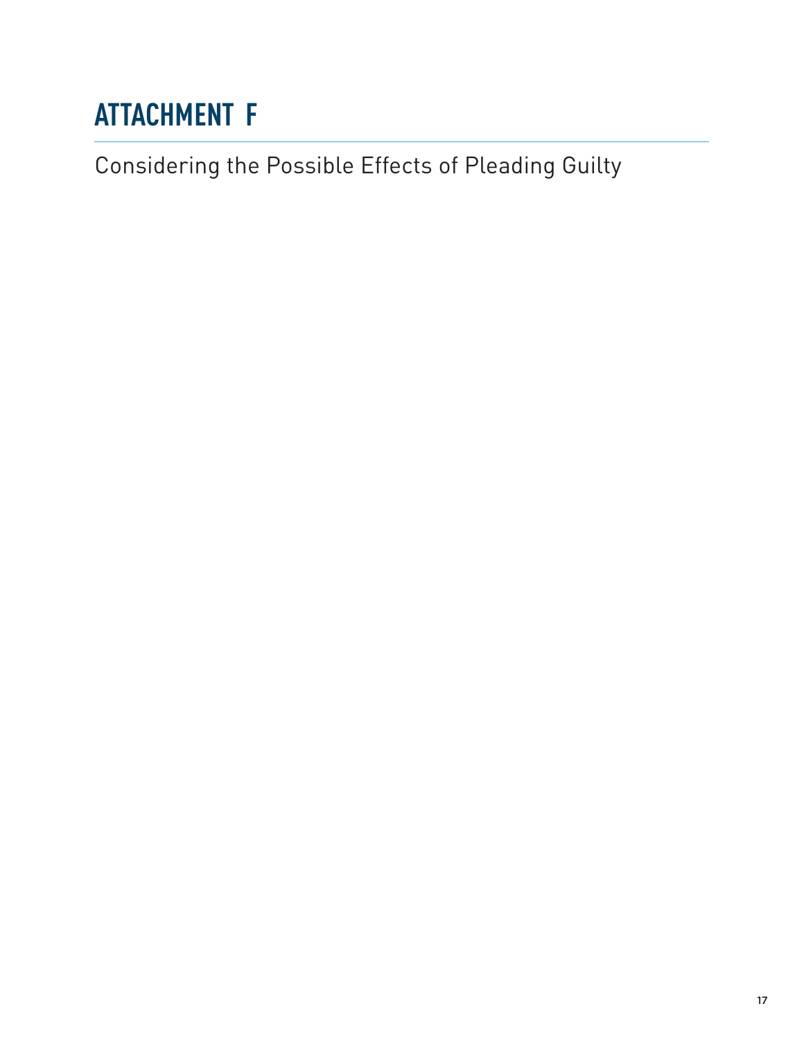# ATTACHMENT F

Considering the Possible Effects of Pleading Guilty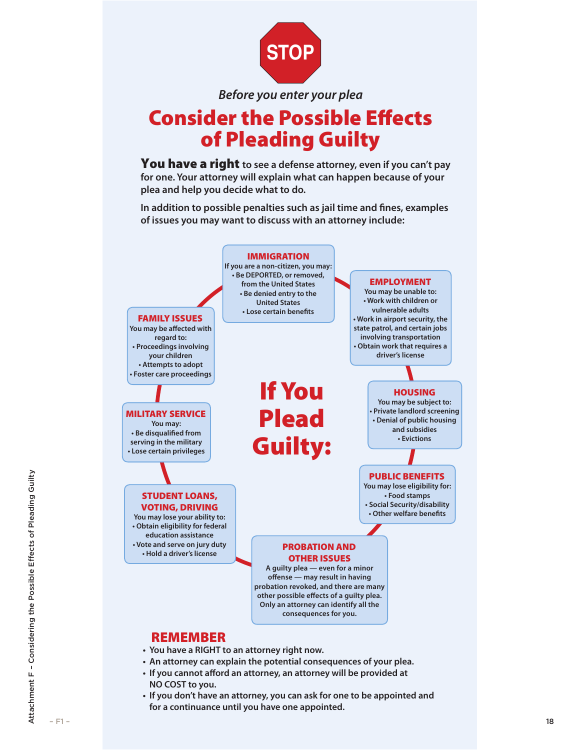STOP

*Before you enter your plea*

# Consider the Possible Effects of Pleading Guilty

**You have a right** to see a defense attorney, even if you can't pay for one. Your attorney will explain what can happen because of your plea and help you decide what to do.

In addition to possible penalties such as jail time and fines, examples of issues you may want to discuss with an attorney include:

## If You Plead Guilty:

### IMMIGRATION

If you are a non-citizen, you may:

- Be DEPORTED, or removed, from the United States
- Be denied entry to the United States
- Lose certain benefits

### EMPLOYMENT

You may be unable to:

- Work with children or vulnerable adults
- Work in airport security, the state patrol, and certain jobs involving transportation
- Obtain work that requires a driver's license

### HOUSING

You may be subject to:

- Private landlord screening
- Denial of public housing and subsidies
- Evictions

### PUBLIC BENEFITS

You may lose eligibility for:

- Food stamps
- Social Security/disability
- Other welfare benefits

### PROBATION AND OTHER ISSUES

A guilty plea — even for a minor offense — may result in having probation revoked, and there are many other possible effects of a guilty plea. Only an attorney can identify all the consequences for you.

### STUDENT LOANS, VOTING, DRIVING

You may lose your ability to:

- Obtain eligibility for federal education assistance
- Vote and serve on jury duty
- Hold a driver's license

### MILITARY SERVICE

You may:

- Be disqualified from serving in the military
- Lose certain privileges

### FAMILY ISSUES

You may be affected with regard to:

- Proceedings involving your children
- Attempts to adopt
- Foster care proceedings

## REMEMBER

- You have a RIGHT to an attorney right now.
- An attorney can explain the potential consequences of your plea.
- If you cannot afford an attorney, an attorney will be provided at NO COST to you.
- If you don't have an attorney, you can ask for one to be appointed and for a continuance until you have one appointed.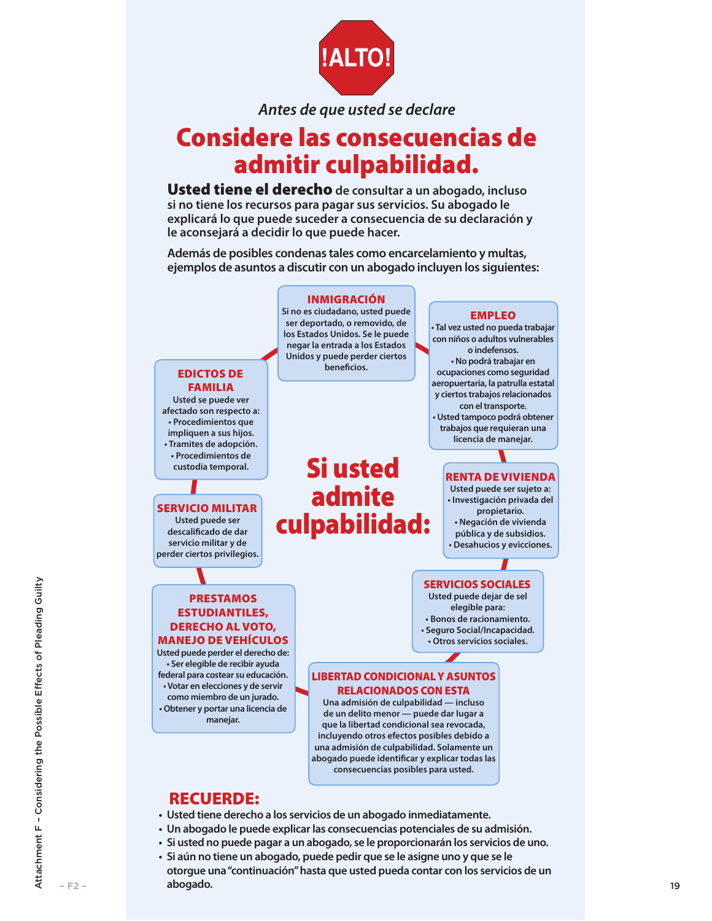**!ALTO!**

*Antes de que usted se declare*

# Considere las consecuencias de admitir culpabilidad.

**Usted tiene el derecho** de consultar a un abogado, incluso si no tiene los recursos para pagar sus servicios. Su abogado le explicará lo que puede suceder a consecuencia de su declaración y le aconsejará a decidir lo que puede hacer.

Además de posibles condenas tales como encarcelamiento y multas, ejemplos de asuntos a discutir con un abogado incluyen los siguientes:

## Si usted admite culpabilidad:

### INMIGRACIÓN

Si no es ciudadano, usted puede ser deportado, o removido, de los Estados Unidos. Se le puede negar la entrada a los Estados Unidos y puede perder ciertos beneficios.

### EMPLEO

- Tal vez usted no pueda trabajar con niños o adultos vulnerables o indefensos.
- No podrá trabajar en ocupaciones como seguridad aeropuertaria, la patrulla estatal y ciertos trabajos relacionados con el transporte.
- Usted tampoco podrá obtener trabajos que requieran una licencia de manejar.

### RENTA DE VIVIENDA

Usted puede ser sujeto a:

- Investigación privada del propietario.
- Negación de vivienda pública y de subsidios.
- Desahucios y evicciones.

### SERVICIOS SOCIALES

Usted puede dejar de sel elegible para:

- Bonos de racionamiento.
- Seguro Social/Incapacidad.
- Otros servicios sociales.

### LIBERTAD CONDICIONAL Y ASUNTOS RELACIONADOS CON ESTA

Una admisión de culpabilidad — incluso de un delito menor — puede dar lugar a que la libertad condicional sea revocada, incluyendo otros efectos posibles debido a una admisión de culpabilidad. Solamente un abogado puede identificar y explicar todas las consecuencias posibles para usted.

### PRESTAMOS ESTUDIANTILES, DERECHO AL VOTO, MANEJO DE VEHÍCULOS

Usted puede perder el derecho de:

- Ser elegible de recibir ayuda federal para costear su educación.
- Votar en elecciones y de servir como miembro de un jurado.
- Obtener y portar una licencia de manejar.

### SERVICIO MILITAR

Usted puede ser descalificado de dar servicio militar y de perder ciertos privilegios.

### EDICTOS DE FAMILIA

Usted se puede ver afectado son respecto a:

- Procedimientos que impliquen a sus hijos.
- Tramites de adopción.
- Procedimientos de custodia temporal.

## RECUERDE:

- Usted tiene derecho a los servicios de un abogado inmediatamente.
- Un abogado le puede explicar las consecuencias potenciales de su admisión.
- Si usted no puede pagar a un abogado, se le proporcionarán los servicios de uno.
- Si aún no tiene un abogado, puede pedir que se le asigne uno y que se le otorgue una "continuación" hasta que usted pueda contar con los servicios de un abogado.